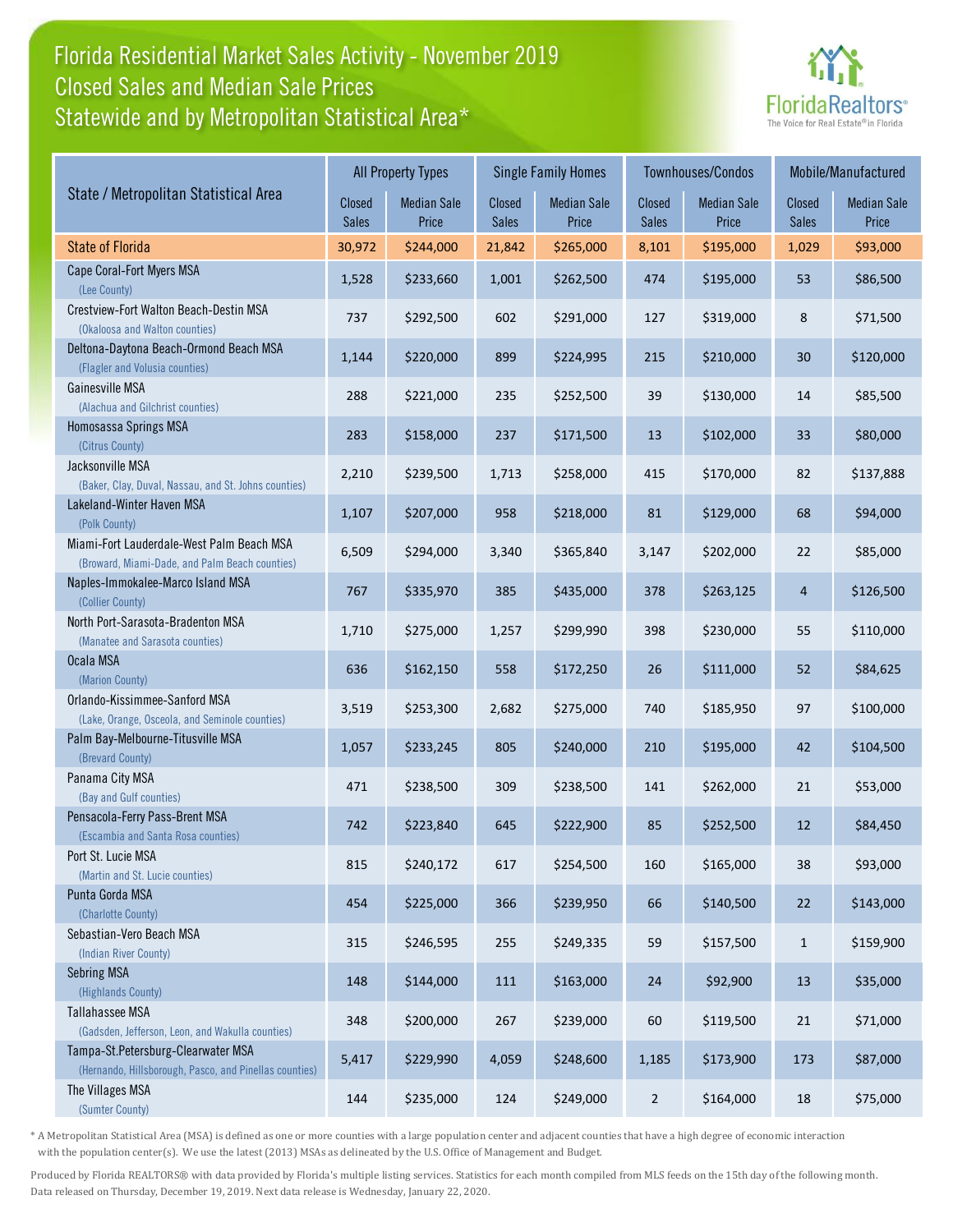# Florida Residential Market Sales Activity - November 2019
## Closed Sales and Median Sale Prices
## Statewide and by Metropolitan Statistical Area*

FloridaRealtors® The Voice for Real Estate® in Florida

| State / Metropolitan Statistical Area | All Property Types | | Single Family Homes | | Townhouses/Condos | | Mobile/Manufactured | |
|---|---|---|---|---|---|---|---|---|
| | Closed Sales | Median Sale Price | Closed Sales | Median Sale Price | Closed Sales | Median Sale Price | Closed Sales | Median Sale Price |
| State of Florida | 30,972 | $244,000 | 21,842 | $265,000 | 8,101 | $195,000 | 1,029 | $93,000 |
| Cape Coral-Fort Myers MSA (Lee County) | 1,528 | $233,660 | 1,001 | $262,500 | 474 | $195,000 | 53 | $86,500 |
| Crestview-Fort Walton Beach-Destin MSA (Okaloosa and Walton counties) | 737 | $292,500 | 602 | $291,000 | 127 | $319,000 | 8 | $71,500 |
| Deltona-Daytona Beach-Ormond Beach MSA (Flagler and Volusia counties) | 1,144 | $220,000 | 899 | $224,995 | 215 | $210,000 | 30 | $120,000 |
| Gainesville MSA (Alachua and Gilchrist counties) | 288 | $221,000 | 235 | $252,500 | 39 | $130,000 | 14 | $85,500 |
| Homosassa Springs MSA (Citrus County) | 283 | $158,000 | 237 | $171,500 | 13 | $102,000 | 33 | $80,000 |
| Jacksonville MSA (Baker, Clay, Duval, Nassau, and St. Johns counties) | 2,210 | $239,500 | 1,713 | $258,000 | 415 | $170,000 | 82 | $137,888 |
| Lakeland-Winter Haven MSA (Polk County) | 1,107 | $207,000 | 958 | $218,000 | 81 | $129,000 | 68 | $94,000 |
| Miami-Fort Lauderdale-West Palm Beach MSA (Broward, Miami-Dade, and Palm Beach counties) | 6,509 | $294,000 | 3,340 | $365,840 | 3,147 | $202,000 | 22 | $85,000 |
| Naples-Immokalee-Marco Island MSA (Collier County) | 767 | $335,970 | 385 | $435,000 | 378 | $263,125 | 4 | $126,500 |
| North Port-Sarasota-Bradenton MSA (Manatee and Sarasota counties) | 1,710 | $275,000 | 1,257 | $299,990 | 398 | $230,000 | 55 | $110,000 |
| Ocala MSA (Marion County) | 636 | $162,150 | 558 | $172,250 | 26 | $111,000 | 52 | $84,625 |
| Orlando-Kissimmee-Sanford MSA (Lake, Orange, Osceola, and Seminole counties) | 3,519 | $253,300 | 2,682 | $275,000 | 740 | $185,950 | 97 | $100,000 |
| Palm Bay-Melbourne-Titusville MSA (Brevard County) | 1,057 | $233,245 | 805 | $240,000 | 210 | $195,000 | 42 | $104,500 |
| Panama City MSA (Bay and Gulf counties) | 471 | $238,500 | 309 | $238,500 | 141 | $262,000 | 21 | $53,000 |
| Pensacola-Ferry Pass-Brent MSA (Escambia and Santa Rosa counties) | 742 | $223,840 | 645 | $222,900 | 85 | $252,500 | 12 | $84,450 |
| Port St. Lucie MSA (Martin and St. Lucie counties) | 815 | $240,172 | 617 | $254,500 | 160 | $165,000 | 38 | $93,000 |
| Punta Gorda MSA (Charlotte County) | 454 | $225,000 | 366 | $239,950 | 66 | $140,500 | 22 | $143,000 |
| Sebastian-Vero Beach MSA (Indian River County) | 315 | $246,595 | 255 | $249,335 | 59 | $157,500 | 1 | $159,900 |
| Sebring MSA (Highlands County) | 148 | $144,000 | 111 | $163,000 | 24 | $92,900 | 13 | $35,000 |
| Tallahassee MSA (Gadsden, Jefferson, Leon, and Wakulla counties) | 348 | $200,000 | 267 | $239,000 | 60 | $119,500 | 21 | $71,000 |
| Tampa-St.Petersburg-Clearwater MSA (Hernando, Hillsborough, Pasco, and Pinellas counties) | 5,417 | $229,990 | 4,059 | $248,600 | 1,185 | $173,900 | 173 | $87,000 |
| The Villages MSA (Sumter County) | 144 | $235,000 | 124 | $249,000 | 2 | $164,000 | 18 | $75,000 |

\* A Metropolitan Statistical Area (MSA) is defined as one or more counties with a large population center and adjacent counties that have a high degree of economic interaction with the population center(s). We use the latest (2013) MSAs as delineated by the U.S. Office of Management and Budget.

Produced by Florida REALTORS® with data provided by Florida's multiple listing services. Statistics for each month compiled from MLS feeds on the 15th day of the following month. Data released on Thursday, December 19, 2019. Next data release is Wednesday, January 22, 2020.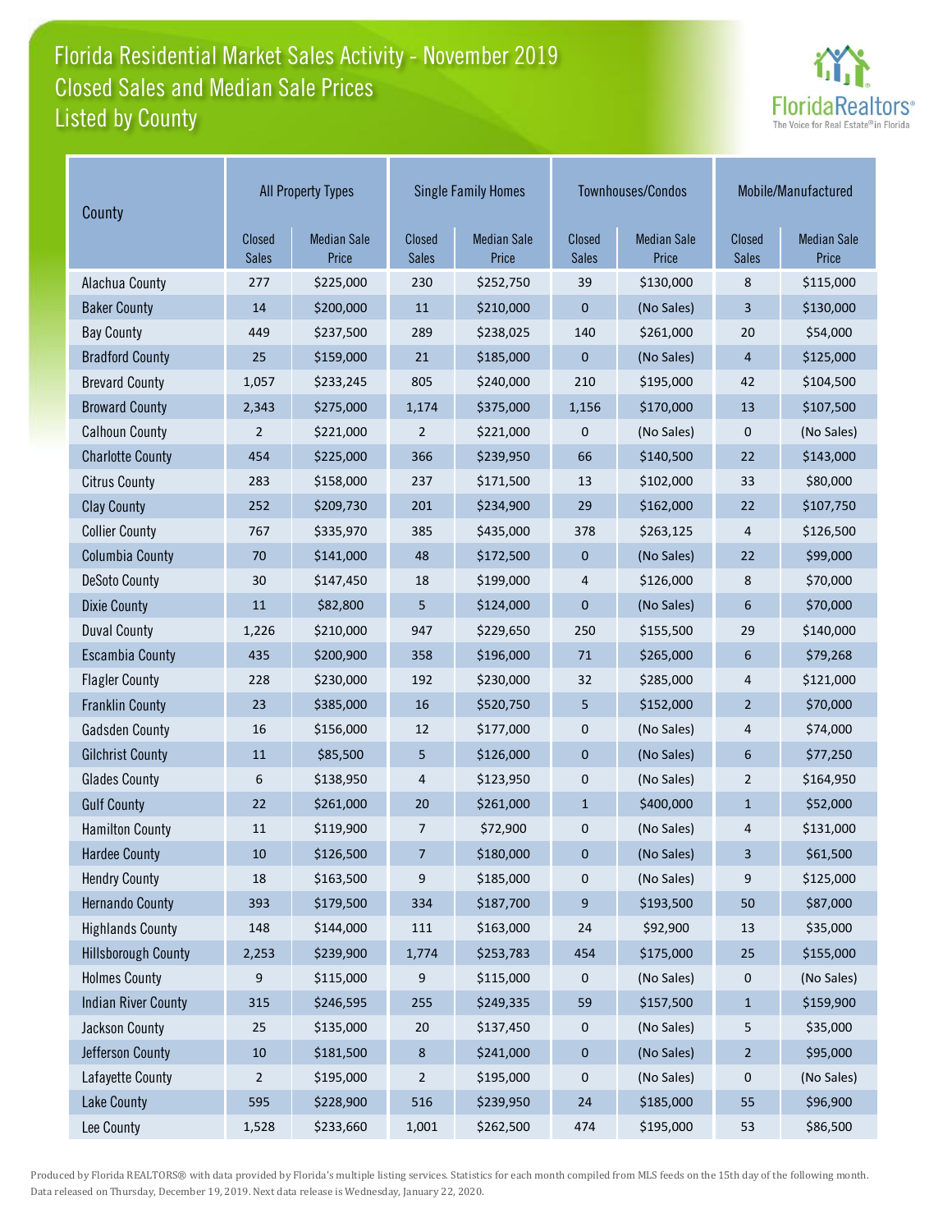# Florida Residential Market Sales Activity - November 2019
## Closed Sales and Median Sale Prices
## Listed by County

| County | All Property Types | | Single Family Homes | | Townhouses/Condos | | Mobile/Manufactured | |
|---|---|---|---|---|---|---|---|---|
| | Closed Sales | Median Sale Price | Closed Sales | Median Sale Price | Closed Sales | Median Sale Price | Closed Sales | Median Sale Price |
| Alachua County | 277 | $225,000 | 230 | $252,750 | 39 | $130,000 | 8 | $115,000 |
| Baker County | 14 | $200,000 | 11 | $210,000 | 0 | (No Sales) | 3 | $130,000 |
| Bay County | 449 | $237,500 | 289 | $238,025 | 140 | $261,000 | 20 | $54,000 |
| Bradford County | 25 | $159,000 | 21 | $185,000 | 0 | (No Sales) | 4 | $125,000 |
| Brevard County | 1,057 | $233,245 | 805 | $240,000 | 210 | $195,000 | 42 | $104,500 |
| Broward County | 2,343 | $275,000 | 1,174 | $375,000 | 1,156 | $170,000 | 13 | $107,500 |
| Calhoun County | 2 | $221,000 | 2 | $221,000 | 0 | (No Sales) | 0 | (No Sales) |
| Charlotte County | 454 | $225,000 | 366 | $239,950 | 66 | $140,500 | 22 | $143,000 |
| Citrus County | 283 | $158,000 | 237 | $171,500 | 13 | $102,000 | 33 | $80,000 |
| Clay County | 252 | $209,730 | 201 | $234,900 | 29 | $162,000 | 22 | $107,750 |
| Collier County | 767 | $335,970 | 385 | $435,000 | 378 | $263,125 | 4 | $126,500 |
| Columbia County | 70 | $141,000 | 48 | $172,500 | 0 | (No Sales) | 22 | $99,000 |
| DeSoto County | 30 | $147,450 | 18 | $199,000 | 4 | $126,000 | 8 | $70,000 |
| Dixie County | 11 | $82,800 | 5 | $124,000 | 0 | (No Sales) | 6 | $70,000 |
| Duval County | 1,226 | $210,000 | 947 | $229,650 | 250 | $155,500 | 29 | $140,000 |
| Escambia County | 435 | $200,900 | 358 | $196,000 | 71 | $265,000 | 6 | $79,268 |
| Flagler County | 228 | $230,000 | 192 | $230,000 | 32 | $285,000 | 4 | $121,000 |
| Franklin County | 23 | $385,000 | 16 | $520,750 | 5 | $152,000 | 2 | $70,000 |
| Gadsden County | 16 | $156,000 | 12 | $177,000 | 0 | (No Sales) | 4 | $74,000 |
| Gilchrist County | 11 | $85,500 | 5 | $126,000 | 0 | (No Sales) | 6 | $77,250 |
| Glades County | 6 | $138,950 | 4 | $123,950 | 0 | (No Sales) | 2 | $164,950 |
| Gulf County | 22 | $261,000 | 20 | $261,000 | 1 | $400,000 | 1 | $52,000 |
| Hamilton County | 11 | $119,900 | 7 | $72,900 | 0 | (No Sales) | 4 | $131,000 |
| Hardee County | 10 | $126,500 | 7 | $180,000 | 0 | (No Sales) | 3 | $61,500 |
| Hendry County | 18 | $163,500 | 9 | $185,000 | 0 | (No Sales) | 9 | $125,000 |
| Hernando County | 393 | $179,500 | 334 | $187,700 | 9 | $193,500 | 50 | $87,000 |
| Highlands County | 148 | $144,000 | 111 | $163,000 | 24 | $92,900 | 13 | $35,000 |
| Hillsborough County | 2,253 | $239,900 | 1,774 | $253,783 | 454 | $175,000 | 25 | $155,000 |
| Holmes County | 9 | $115,000 | 9 | $115,000 | 0 | (No Sales) | 0 | (No Sales) |
| Indian River County | 315 | $246,595 | 255 | $249,335 | 59 | $157,500 | 1 | $159,900 |
| Jackson County | 25 | $135,000 | 20 | $137,450 | 0 | (No Sales) | 5 | $35,000 |
| Jefferson County | 10 | $181,500 | 8 | $241,000 | 0 | (No Sales) | 2 | $95,000 |
| Lafayette County | 2 | $195,000 | 2 | $195,000 | 0 | (No Sales) | 0 | (No Sales) |
| Lake County | 595 | $228,900 | 516 | $239,950 | 24 | $185,000 | 55 | $96,900 |
| Lee County | 1,528 | $233,660 | 1,001 | $262,500 | 474 | $195,000 | 53 | $86,500 |

Produced by Florida REALTORS® with data provided by Florida's multiple listing services. Statistics for each month compiled from MLS feeds on the 15th day of the following month. Data released on Thursday, December 19, 2019. Next data release is Wednesday, January 22, 2020.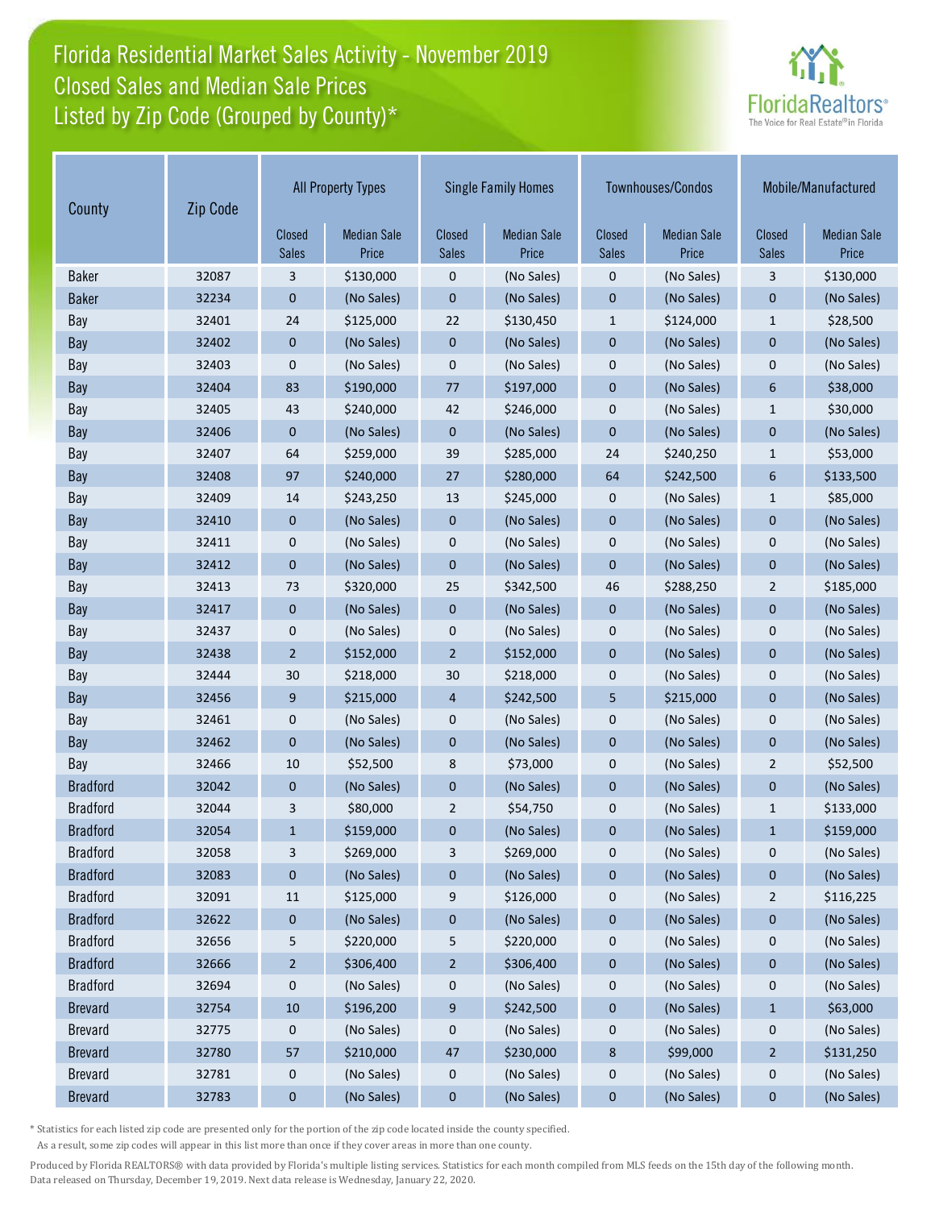# Florida Residential Market Sales Activity - November 2019
## Closed Sales and Median Sale Prices
## Listed by Zip Code (Grouped by County)*

| County | Zip Code | All Property Types | | Single Family Homes | | Townhouses/Condos | | Mobile/Manufactured | |
|---|---|---|---|---|---|---|---|---|---|
| | | Closed Sales | Median Sale Price | Closed Sales | Median Sale Price | Closed Sales | Median Sale Price | Closed Sales | Median Sale Price |
| Baker | 32087 | 3 | $130,000 | 0 | (No Sales) | 0 | (No Sales) | 3 | $130,000 |
| Baker | 32234 | 0 | (No Sales) | 0 | (No Sales) | 0 | (No Sales) | 0 | (No Sales) |
| Bay | 32401 | 24 | $125,000 | 22 | $130,450 | 1 | $124,000 | 1 | $28,500 |
| Bay | 32402 | 0 | (No Sales) | 0 | (No Sales) | 0 | (No Sales) | 0 | (No Sales) |
| Bay | 32403 | 0 | (No Sales) | 0 | (No Sales) | 0 | (No Sales) | 0 | (No Sales) |
| Bay | 32404 | 83 | $190,000 | 77 | $197,000 | 0 | (No Sales) | 6 | $38,000 |
| Bay | 32405 | 43 | $240,000 | 42 | $246,000 | 0 | (No Sales) | 1 | $30,000 |
| Bay | 32406 | 0 | (No Sales) | 0 | (No Sales) | 0 | (No Sales) | 0 | (No Sales) |
| Bay | 32407 | 64 | $259,000 | 39 | $285,000 | 24 | $240,250 | 1 | $53,000 |
| Bay | 32408 | 97 | $240,000 | 27 | $280,000 | 64 | $242,500 | 6 | $133,500 |
| Bay | 32409 | 14 | $243,250 | 13 | $245,000 | 0 | (No Sales) | 1 | $85,000 |
| Bay | 32410 | 0 | (No Sales) | 0 | (No Sales) | 0 | (No Sales) | 0 | (No Sales) |
| Bay | 32411 | 0 | (No Sales) | 0 | (No Sales) | 0 | (No Sales) | 0 | (No Sales) |
| Bay | 32412 | 0 | (No Sales) | 0 | (No Sales) | 0 | (No Sales) | 0 | (No Sales) |
| Bay | 32413 | 73 | $320,000 | 25 | $342,500 | 46 | $288,250 | 2 | $185,000 |
| Bay | 32417 | 0 | (No Sales) | 0 | (No Sales) | 0 | (No Sales) | 0 | (No Sales) |
| Bay | 32437 | 0 | (No Sales) | 0 | (No Sales) | 0 | (No Sales) | 0 | (No Sales) |
| Bay | 32438 | 2 | $152,000 | 2 | $152,000 | 0 | (No Sales) | 0 | (No Sales) |
| Bay | 32444 | 30 | $218,000 | 30 | $218,000 | 0 | (No Sales) | 0 | (No Sales) |
| Bay | 32456 | 9 | $215,000 | 4 | $242,500 | 5 | $215,000 | 0 | (No Sales) |
| Bay | 32461 | 0 | (No Sales) | 0 | (No Sales) | 0 | (No Sales) | 0 | (No Sales) |
| Bay | 32462 | 0 | (No Sales) | 0 | (No Sales) | 0 | (No Sales) | 0 | (No Sales) |
| Bay | 32466 | 10 | $52,500 | 8 | $73,000 | 0 | (No Sales) | 2 | $52,500 |
| Bradford | 32042 | 0 | (No Sales) | 0 | (No Sales) | 0 | (No Sales) | 0 | (No Sales) |
| Bradford | 32044 | 3 | $80,000 | 2 | $54,750 | 0 | (No Sales) | 1 | $133,000 |
| Bradford | 32054 | 1 | $159,000 | 0 | (No Sales) | 0 | (No Sales) | 1 | $159,000 |
| Bradford | 32058 | 3 | $269,000 | 3 | $269,000 | 0 | (No Sales) | 0 | (No Sales) |
| Bradford | 32083 | 0 | (No Sales) | 0 | (No Sales) | 0 | (No Sales) | 0 | (No Sales) |
| Bradford | 32091 | 11 | $125,000 | 9 | $126,000 | 0 | (No Sales) | 2 | $116,225 |
| Bradford | 32622 | 0 | (No Sales) | 0 | (No Sales) | 0 | (No Sales) | 0 | (No Sales) |
| Bradford | 32656 | 5 | $220,000 | 5 | $220,000 | 0 | (No Sales) | 0 | (No Sales) |
| Bradford | 32666 | 2 | $306,400 | 2 | $306,400 | 0 | (No Sales) | 0 | (No Sales) |
| Bradford | 32694 | 0 | (No Sales) | 0 | (No Sales) | 0 | (No Sales) | 0 | (No Sales) |
| Brevard | 32754 | 10 | $196,200 | 9 | $242,500 | 0 | (No Sales) | 1 | $63,000 |
| Brevard | 32775 | 0 | (No Sales) | 0 | (No Sales) | 0 | (No Sales) | 0 | (No Sales) |
| Brevard | 32780 | 57 | $210,000 | 47 | $230,000 | 8 | $99,000 | 2 | $131,250 |
| Brevard | 32781 | 0 | (No Sales) | 0 | (No Sales) | 0 | (No Sales) | 0 | (No Sales) |
| Brevard | 32783 | 0 | (No Sales) | 0 | (No Sales) | 0 | (No Sales) | 0 | (No Sales) |

* Statistics for each listed zip code are presented only for the portion of the zip code located inside the county specified. As a result, some zip codes will appear in this list more than once if they cover areas in more than one county.

Produced by Florida REALTORS® with data provided by Florida's multiple listing services. Statistics for each month compiled from MLS feeds on the 15th day of the following month. Data released on Thursday, December 19, 2019. Next data release is Wednesday, January 22, 2020.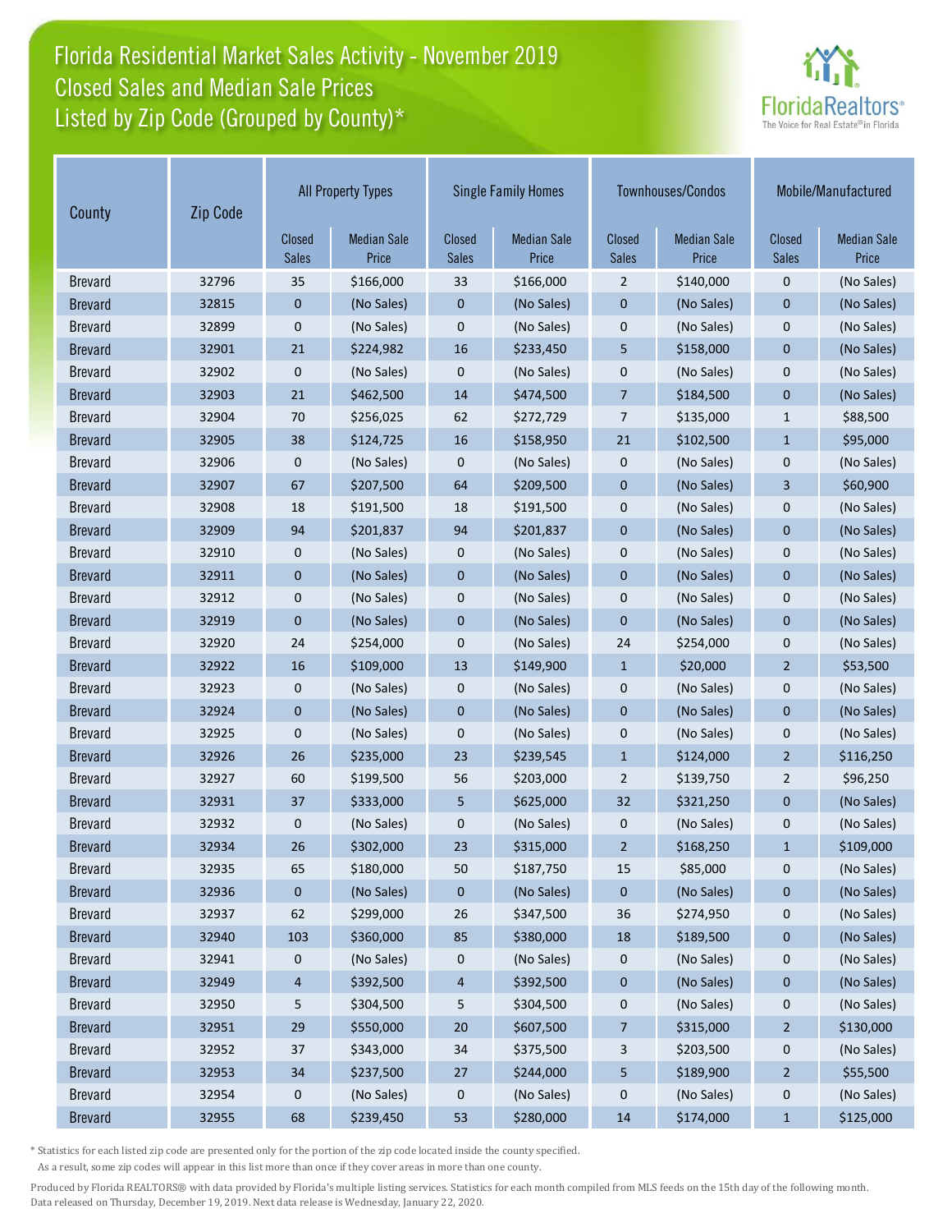# Florida Residential Market Sales Activity - November 2019
## Closed Sales and Median Sale Prices
## Listed by Zip Code (Grouped by County)*

| County | Zip Code | All Property Types | | Single Family Homes | | Townhouses/Condos | | Mobile/Manufactured | |
|---|---|---|---|---|---|---|---|---|---|
| | | Closed Sales | Median Sale Price | Closed Sales | Median Sale Price | Closed Sales | Median Sale Price | Closed Sales | Median Sale Price |
| Brevard | 32796 | 35 | $166,000 | 33 | $166,000 | 2 | $140,000 | 0 | (No Sales) |
| Brevard | 32815 | 0 | (No Sales) | 0 | (No Sales) | 0 | (No Sales) | 0 | (No Sales) |
| Brevard | 32899 | 0 | (No Sales) | 0 | (No Sales) | 0 | (No Sales) | 0 | (No Sales) |
| Brevard | 32901 | 21 | $224,982 | 16 | $233,450 | 5 | $158,000 | 0 | (No Sales) |
| Brevard | 32902 | 0 | (No Sales) | 0 | (No Sales) | 0 | (No Sales) | 0 | (No Sales) |
| Brevard | 32903 | 21 | $462,500 | 14 | $474,500 | 7 | $184,500 | 0 | (No Sales) |
| Brevard | 32904 | 70 | $256,025 | 62 | $272,729 | 7 | $135,000 | 1 | $88,500 |
| Brevard | 32905 | 38 | $124,725 | 16 | $158,950 | 21 | $102,500 | 1 | $95,000 |
| Brevard | 32906 | 0 | (No Sales) | 0 | (No Sales) | 0 | (No Sales) | 0 | (No Sales) |
| Brevard | 32907 | 67 | $207,500 | 64 | $209,500 | 0 | (No Sales) | 3 | $60,900 |
| Brevard | 32908 | 18 | $191,500 | 18 | $191,500 | 0 | (No Sales) | 0 | (No Sales) |
| Brevard | 32909 | 94 | $201,837 | 94 | $201,837 | 0 | (No Sales) | 0 | (No Sales) |
| Brevard | 32910 | 0 | (No Sales) | 0 | (No Sales) | 0 | (No Sales) | 0 | (No Sales) |
| Brevard | 32911 | 0 | (No Sales) | 0 | (No Sales) | 0 | (No Sales) | 0 | (No Sales) |
| Brevard | 32912 | 0 | (No Sales) | 0 | (No Sales) | 0 | (No Sales) | 0 | (No Sales) |
| Brevard | 32919 | 0 | (No Sales) | 0 | (No Sales) | 0 | (No Sales) | 0 | (No Sales) |
| Brevard | 32920 | 24 | $254,000 | 0 | (No Sales) | 24 | $254,000 | 0 | (No Sales) |
| Brevard | 32922 | 16 | $109,000 | 13 | $149,900 | 1 | $20,000 | 2 | $53,500 |
| Brevard | 32923 | 0 | (No Sales) | 0 | (No Sales) | 0 | (No Sales) | 0 | (No Sales) |
| Brevard | 32924 | 0 | (No Sales) | 0 | (No Sales) | 0 | (No Sales) | 0 | (No Sales) |
| Brevard | 32925 | 0 | (No Sales) | 0 | (No Sales) | 0 | (No Sales) | 0 | (No Sales) |
| Brevard | 32926 | 26 | $235,000 | 23 | $239,545 | 1 | $124,000 | 2 | $116,250 |
| Brevard | 32927 | 60 | $199,500 | 56 | $203,000 | 2 | $139,750 | 2 | $96,250 |
| Brevard | 32931 | 37 | $333,000 | 5 | $625,000 | 32 | $321,250 | 0 | (No Sales) |
| Brevard | 32932 | 0 | (No Sales) | 0 | (No Sales) | 0 | (No Sales) | 0 | (No Sales) |
| Brevard | 32934 | 26 | $302,000 | 23 | $315,000 | 2 | $168,250 | 1 | $109,000 |
| Brevard | 32935 | 65 | $180,000 | 50 | $187,750 | 15 | $85,000 | 0 | (No Sales) |
| Brevard | 32936 | 0 | (No Sales) | 0 | (No Sales) | 0 | (No Sales) | 0 | (No Sales) |
| Brevard | 32937 | 62 | $299,000 | 26 | $347,500 | 36 | $274,950 | 0 | (No Sales) |
| Brevard | 32940 | 103 | $360,000 | 85 | $380,000 | 18 | $189,500 | 0 | (No Sales) |
| Brevard | 32941 | 0 | (No Sales) | 0 | (No Sales) | 0 | (No Sales) | 0 | (No Sales) |
| Brevard | 32949 | 4 | $392,500 | 4 | $392,500 | 0 | (No Sales) | 0 | (No Sales) |
| Brevard | 32950 | 5 | $304,500 | 5 | $304,500 | 0 | (No Sales) | 0 | (No Sales) |
| Brevard | 32951 | 29 | $550,000 | 20 | $607,500 | 7 | $315,000 | 2 | $130,000 |
| Brevard | 32952 | 37 | $343,000 | 34 | $375,500 | 3 | $203,500 | 0 | (No Sales) |
| Brevard | 32953 | 34 | $237,500 | 27 | $244,000 | 5 | $189,900 | 2 | $55,500 |
| Brevard | 32954 | 0 | (No Sales) | 0 | (No Sales) | 0 | (No Sales) | 0 | (No Sales) |
| Brevard | 32955 | 68 | $239,450 | 53 | $280,000 | 14 | $174,000 | 1 | $125,000 |

* Statistics for each listed zip code are presented only for the portion of the zip code located inside the county specified. As a result, some zip codes will appear in this list more than once if they cover areas in more than one county.

Produced by Florida REALTORS® with data provided by Florida's multiple listing services. Statistics for each month compiled from MLS feeds on the 15th day of the following month. Data released on Thursday, December 19, 2019. Next data release is Wednesday, January 22, 2020.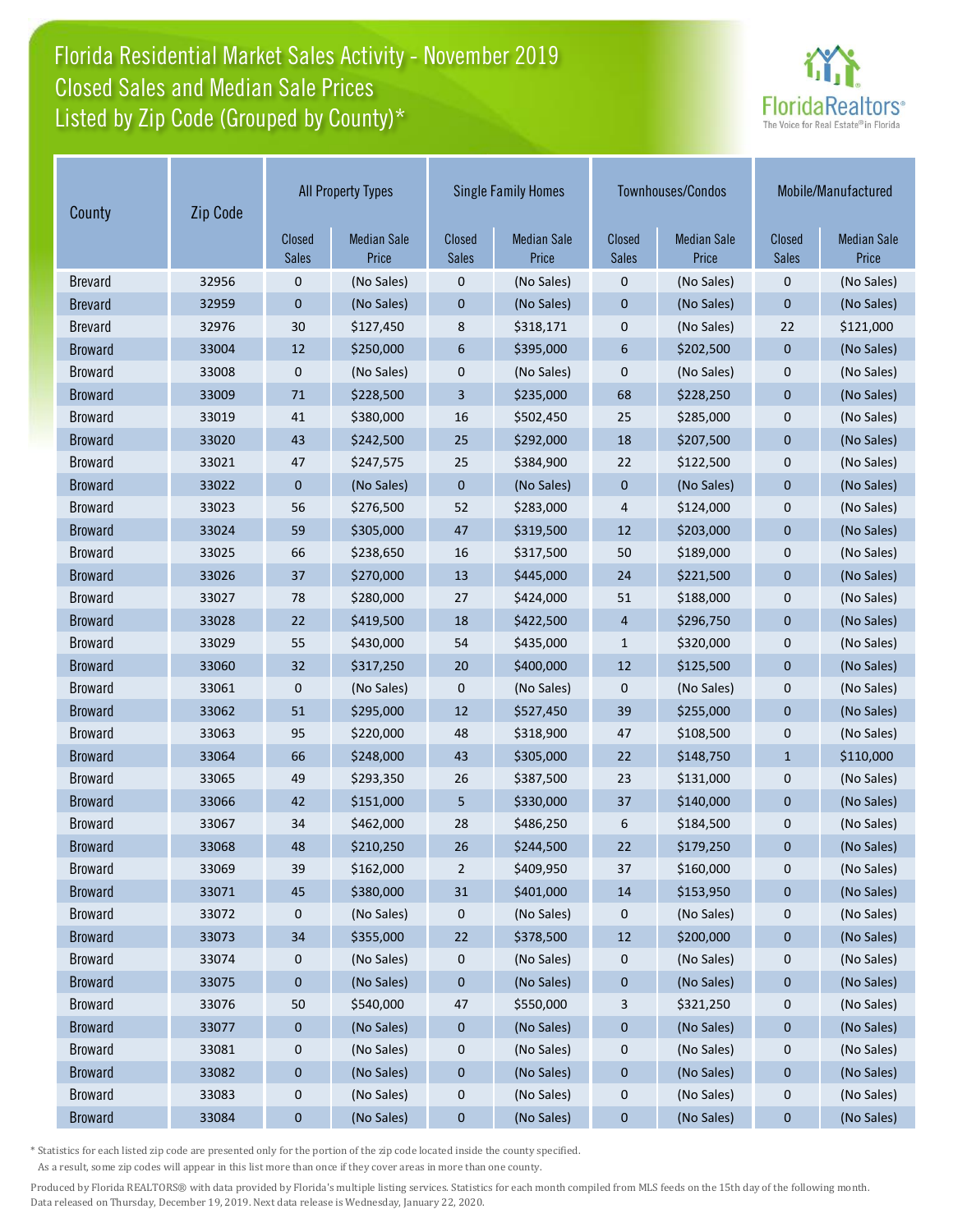# Florida Residential Market Sales Activity - November 2019
## Closed Sales and Median Sale Prices
## Listed by Zip Code (Grouped by County)*

FloridaRealtors®
The Voice for Real Estate® in Florida

| County | Zip Code | All Property Types | | Single Family Homes | | Townhouses/Condos | | Mobile/Manufactured | |
|---|---|---|---|---|---|---|---|---|---|
| | | Closed Sales | Median Sale Price | Closed Sales | Median Sale Price | Closed Sales | Median Sale Price | Closed Sales | Median Sale Price |
| Brevard | 32956 | 0 | (No Sales) | 0 | (No Sales) | 0 | (No Sales) | 0 | (No Sales) |
| Brevard | 32959 | 0 | (No Sales) | 0 | (No Sales) | 0 | (No Sales) | 0 | (No Sales) |
| Brevard | 32976 | 30 | $127,450 | 8 | $318,171 | 0 | (No Sales) | 22 | $121,000 |
| Broward | 33004 | 12 | $250,000 | 6 | $395,000 | 6 | $202,500 | 0 | (No Sales) |
| Broward | 33008 | 0 | (No Sales) | 0 | (No Sales) | 0 | (No Sales) | 0 | (No Sales) |
| Broward | 33009 | 71 | $228,500 | 3 | $235,000 | 68 | $228,250 | 0 | (No Sales) |
| Broward | 33019 | 41 | $380,000 | 16 | $502,450 | 25 | $285,000 | 0 | (No Sales) |
| Broward | 33020 | 43 | $242,500 | 25 | $292,000 | 18 | $207,500 | 0 | (No Sales) |
| Broward | 33021 | 47 | $247,575 | 25 | $384,900 | 22 | $122,500 | 0 | (No Sales) |
| Broward | 33022 | 0 | (No Sales) | 0 | (No Sales) | 0 | (No Sales) | 0 | (No Sales) |
| Broward | 33023 | 56 | $276,500 | 52 | $283,000 | 4 | $124,000 | 0 | (No Sales) |
| Broward | 33024 | 59 | $305,000 | 47 | $319,500 | 12 | $203,000 | 0 | (No Sales) |
| Broward | 33025 | 66 | $238,650 | 16 | $317,500 | 50 | $189,000 | 0 | (No Sales) |
| Broward | 33026 | 37 | $270,000 | 13 | $445,000 | 24 | $221,500 | 0 | (No Sales) |
| Broward | 33027 | 78 | $280,000 | 27 | $424,000 | 51 | $188,000 | 0 | (No Sales) |
| Broward | 33028 | 22 | $419,500 | 18 | $422,500 | 4 | $296,750 | 0 | (No Sales) |
| Broward | 33029 | 55 | $430,000 | 54 | $435,000 | 1 | $320,000 | 0 | (No Sales) |
| Broward | 33060 | 32 | $317,250 | 20 | $400,000 | 12 | $125,500 | 0 | (No Sales) |
| Broward | 33061 | 0 | (No Sales) | 0 | (No Sales) | 0 | (No Sales) | 0 | (No Sales) |
| Broward | 33062 | 51 | $295,000 | 12 | $527,450 | 39 | $255,000 | 0 | (No Sales) |
| Broward | 33063 | 95 | $220,000 | 48 | $318,900 | 47 | $108,500 | 0 | (No Sales) |
| Broward | 33064 | 66 | $248,000 | 43 | $305,000 | 22 | $148,750 | 1 | $110,000 |
| Broward | 33065 | 49 | $293,350 | 26 | $387,500 | 23 | $131,000 | 0 | (No Sales) |
| Broward | 33066 | 42 | $151,000 | 5 | $330,000 | 37 | $140,000 | 0 | (No Sales) |
| Broward | 33067 | 34 | $462,000 | 28 | $486,250 | 6 | $184,500 | 0 | (No Sales) |
| Broward | 33068 | 48 | $210,250 | 26 | $244,500 | 22 | $179,250 | 0 | (No Sales) |
| Broward | 33069 | 39 | $162,000 | 2 | $409,950 | 37 | $160,000 | 0 | (No Sales) |
| Broward | 33071 | 45 | $380,000 | 31 | $401,000 | 14 | $153,950 | 0 | (No Sales) |
| Broward | 33072 | 0 | (No Sales) | 0 | (No Sales) | 0 | (No Sales) | 0 | (No Sales) |
| Broward | 33073 | 34 | $355,000 | 22 | $378,500 | 12 | $200,000 | 0 | (No Sales) |
| Broward | 33074 | 0 | (No Sales) | 0 | (No Sales) | 0 | (No Sales) | 0 | (No Sales) |
| Broward | 33075 | 0 | (No Sales) | 0 | (No Sales) | 0 | (No Sales) | 0 | (No Sales) |
| Broward | 33076 | 50 | $540,000 | 47 | $550,000 | 3 | $321,250 | 0 | (No Sales) |
| Broward | 33077 | 0 | (No Sales) | 0 | (No Sales) | 0 | (No Sales) | 0 | (No Sales) |
| Broward | 33081 | 0 | (No Sales) | 0 | (No Sales) | 0 | (No Sales) | 0 | (No Sales) |
| Broward | 33082 | 0 | (No Sales) | 0 | (No Sales) | 0 | (No Sales) | 0 | (No Sales) |
| Broward | 33083 | 0 | (No Sales) | 0 | (No Sales) | 0 | (No Sales) | 0 | (No Sales) |
| Broward | 33084 | 0 | (No Sales) | 0 | (No Sales) | 0 | (No Sales) | 0 | (No Sales) |

* Statistics for each listed zip code are presented only for the portion of the zip code located inside the county specified.
As a result, some zip codes will appear in this list more than once if they cover areas in more than one county.

Produced by Florida REALTORS® with data provided by Florida's multiple listing services. Statistics for each month compiled from MLS feeds on the 15th day of the following month.
Data released on Thursday, December 19, 2019. Next data release is Wednesday, January 22, 2020.